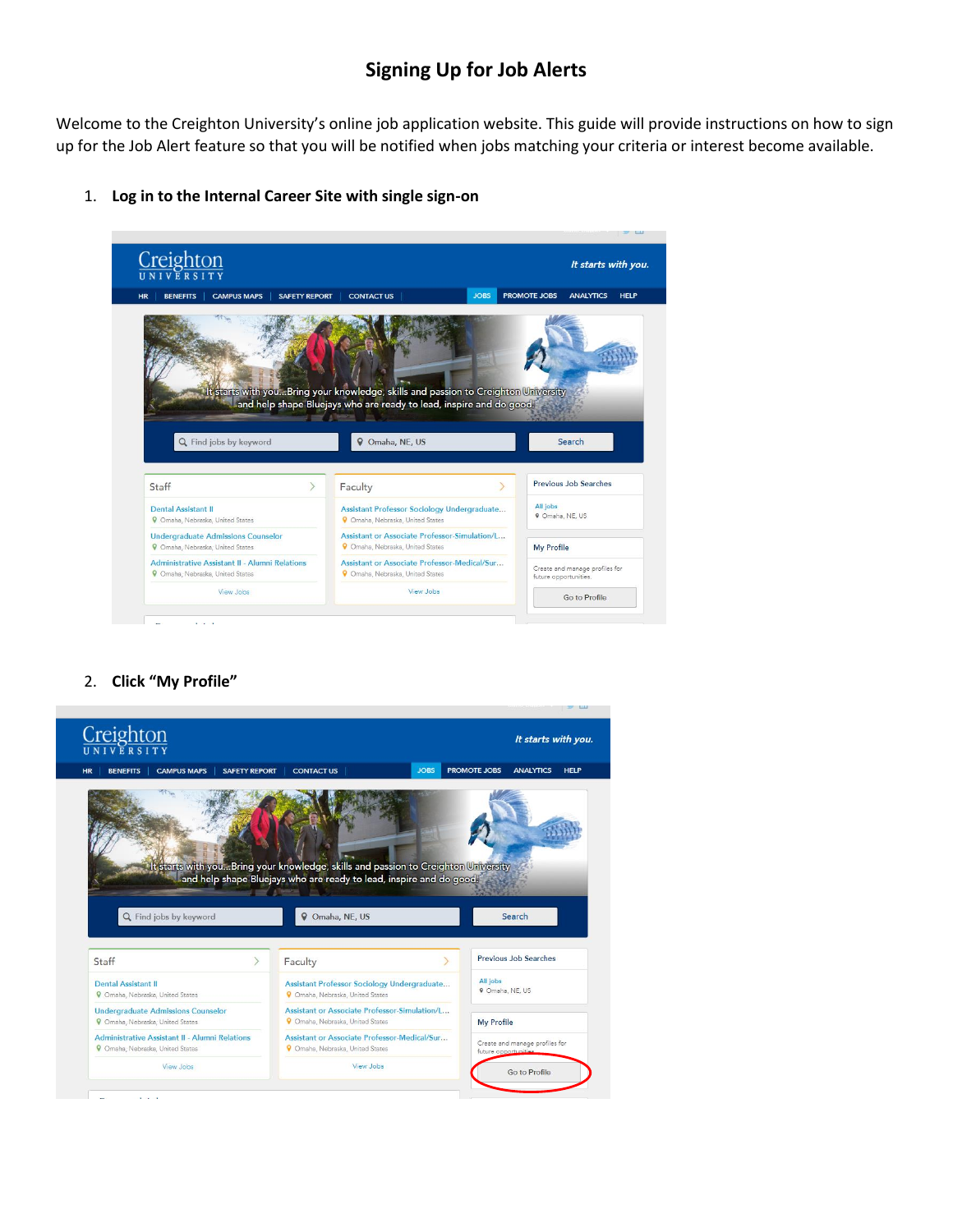# Signing Up for Job Alerts

Welcome to the Creighton University's online job application website. This guide will provide instructions on how to sign up for the Job Alert feature so that you will be notified when jobs matching your criteria or interest become available.

1. **Log in to the Internal Career Site with single sign-on**

2. **Click "My Profile"**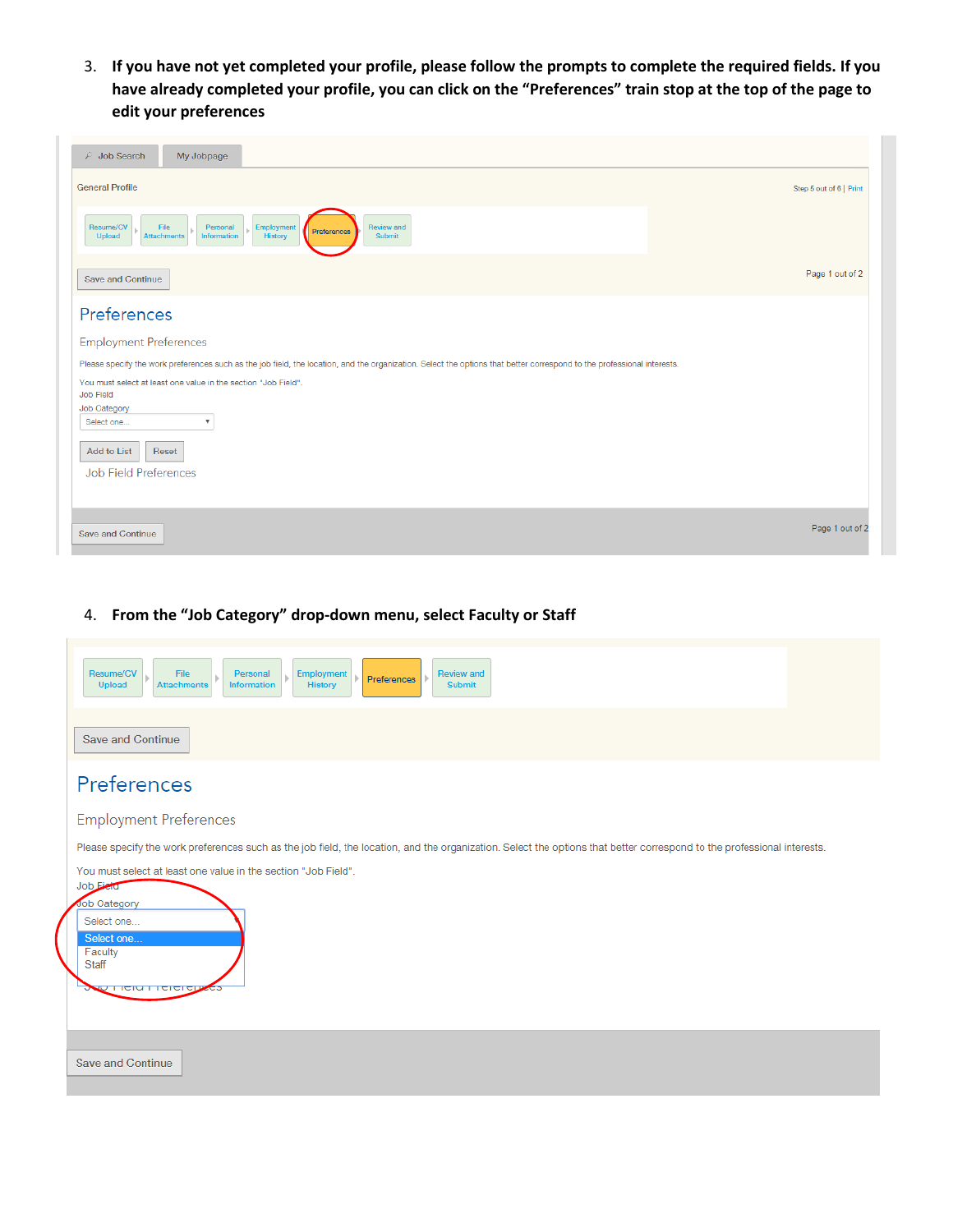3. **If you have not yet completed your profile, please follow the prompts to complete the required fields. If you have already completed your profile, you can click on the "Preferences" train stop at the top of the page to edit your preferences**

Job Search | My Jobpage

General Profile

Step 5 out of 6 | Print

Resume/CV Upload ▸ File Attachments ▸ Personal Information ▸ Employment History ▸ Preferences ▸ Review and Submit

Save and Continue

Page 1 out of 2

Preferences

Employment Preferences

Please specify the work preferences such as the job field, the location, and the organization. Select the options that better correspond to the professional interests.

You must select at least one value in the section "Job Field".

Job Field

Job Category

Select one...

Add to List | Reset

Job Field Preferences

Save and Continue

Page 1 out of 2

4. **From the "Job Category" drop-down menu, select Faculty or Staff**

Resume/CV Upload ▸ File Attachments ▸ Personal Information ▸ Employment History ▸ Preferences ▸ Review and Submit

Save and Continue

Preferences

Employment Preferences

Please specify the work preferences such as the job field, the location, and the organization. Select the options that better correspond to the professional interests.

You must select at least one value in the section "Job Field".

Job Field

Job Category

Select one...

- Select one...
- Faculty
- Staff

Job Field Preferences

Save and Continue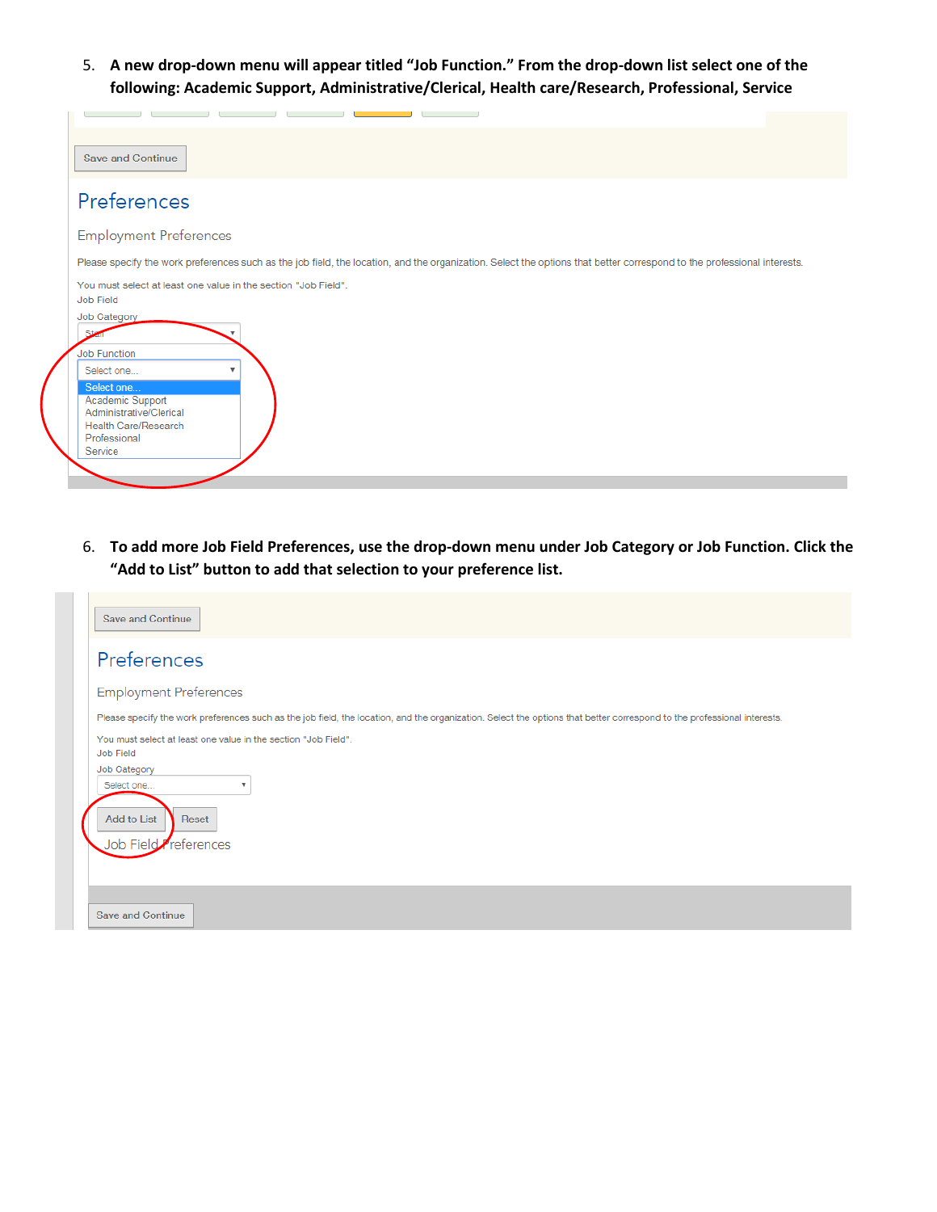5. **A new drop-down menu will appear titled "Job Function." From the drop-down list select one of the following: Academic Support, Administrative/Clerical, Health care/Research, Professional, Service**

Save and Continue

## Preferences

Employment Preferences

Please specify the work preferences such as the job field, the location, and the organization. Select the options that better correspond to the professional interests.

You must select at least one value in the section "Job Field".

Job Field

Job Category

Staff

Job Function

Select one...

- Select one...
- Academic Support
- Administrative/Clerical
- Health Care/Research
- Professional
- Service

6. **To add more Job Field Preferences, use the drop-down menu under Job Category or Job Function. Click the "Add to List" button to add that selection to your preference list.**

Save and Continue

## Preferences

Employment Preferences

Please specify the work preferences such as the job field, the location, and the organization. Select the options that better correspond to the professional interests.

You must select at least one value in the section "Job Field".

Job Field

Job Category

Select one...

Add to List | Reset

Job Field Preferences

Save and Continue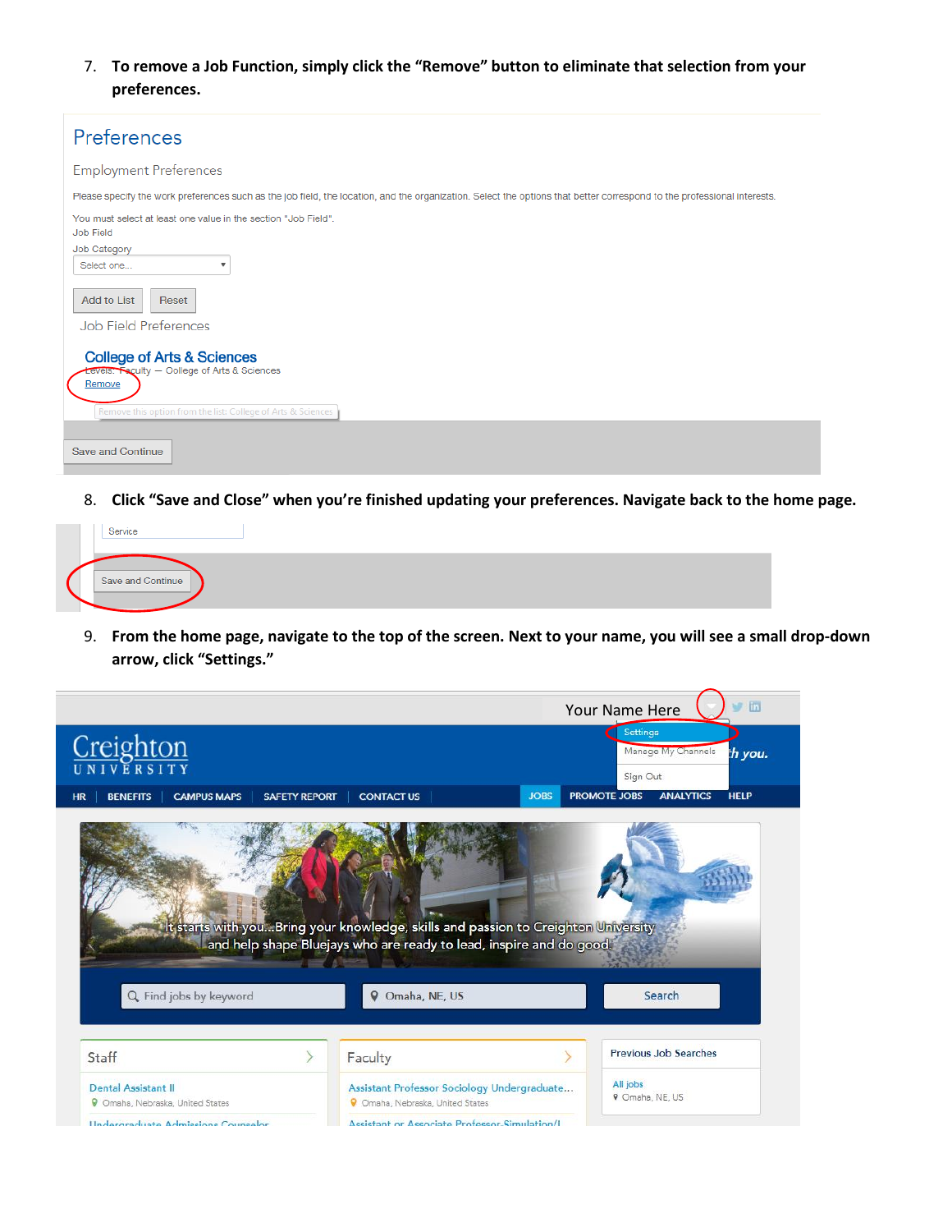7. **To remove a Job Function, simply click the "Remove" button to eliminate that selection from your preferences.**

Preferences

Employment Preferences

Please specify the work preferences such as the job field, the location, and the organization. Select the options that better correspond to the professional interests.

You must select at least one value in the section "Job Field".

Job Field

Job Category

Select one...

Add to List | Reset

Job Field Preferences

College of Arts & Sciences

Levels: Faculty — College of Arts & Sciences

Remove

Remove this option from the list: College of Arts & Sciences

Save and Continue

8. **Click "Save and Close" when you're finished updating your preferences. Navigate back to the home page.**

Service

Save and Continue

9. **From the home page, navigate to the top of the screen. Next to your name, you will see a small drop-down arrow, click "Settings."**

Your Name Here

Settings

Manage My Channels

Sign Out

Creighton UNIVERSITY

HR | BENEFITS | CAMPUS MAPS | SAFETY REPORT | CONTACT US | JOBS | PROMOTE JOBS | ANALYTICS | HELP

It starts with you...Bring your knowledge, skills and passion to Creighton University and help shape Bluejays who are ready to lead, inspire and do good.

Find jobs by keyword | Omaha, NE, US | Search

Staff

Dental Assistant II

Omaha, Nebraska, United States

Undergraduate Admissions Counselor

Faculty

Assistant Professor Sociology Undergraduate...

Omaha, Nebraska, United States

Assistant or Associate Professor-Simulation/I...

Previous Job Searches

All jobs

Omaha, NE, US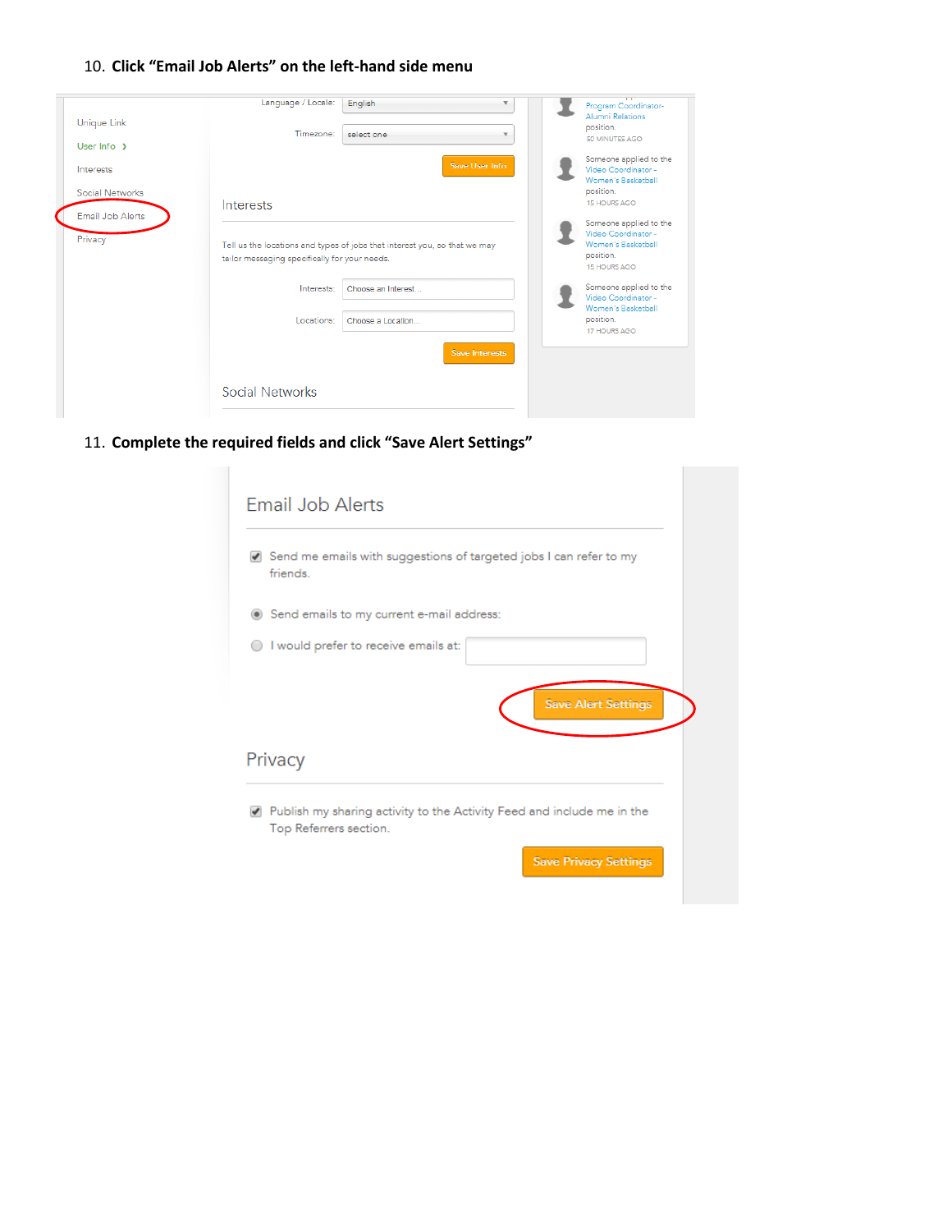10. **Click "Email Job Alerts" on the left-hand side menu**

Unique Link
User Info ›
Interests
Social Networks
Email Job Alerts
Privacy

Language / Locale: English
Timezone: select one
Save User Info

Interests

Tell us the locations and types of jobs that interest you, so that we may tailor messaging specifically for your needs.

Interests: Choose an Interest...
Locations: Choose a Location...
Save Interests

Social Networks

Program Coordinator-Alumni Relations position.
50 MINUTES AGO

Someone applied to the Video Coordinator - Women's Basketball position.
15 HOURS AGO

Someone applied to the Video Coordinator - Women's Basketball position.
15 HOURS AGO

Someone applied to the Video Coordinator - Women's Basketball position.
17 HOURS AGO

11. **Complete the required fields and click "Save Alert Settings"**

Email Job Alerts

Send me emails with suggestions of targeted jobs I can refer to my friends.

Send emails to my current e-mail address:

I would prefer to receive emails at:

Save Alert Settings

Privacy

Publish my sharing activity to the Activity Feed and include me in the Top Referrers section.

Save Privacy Settings